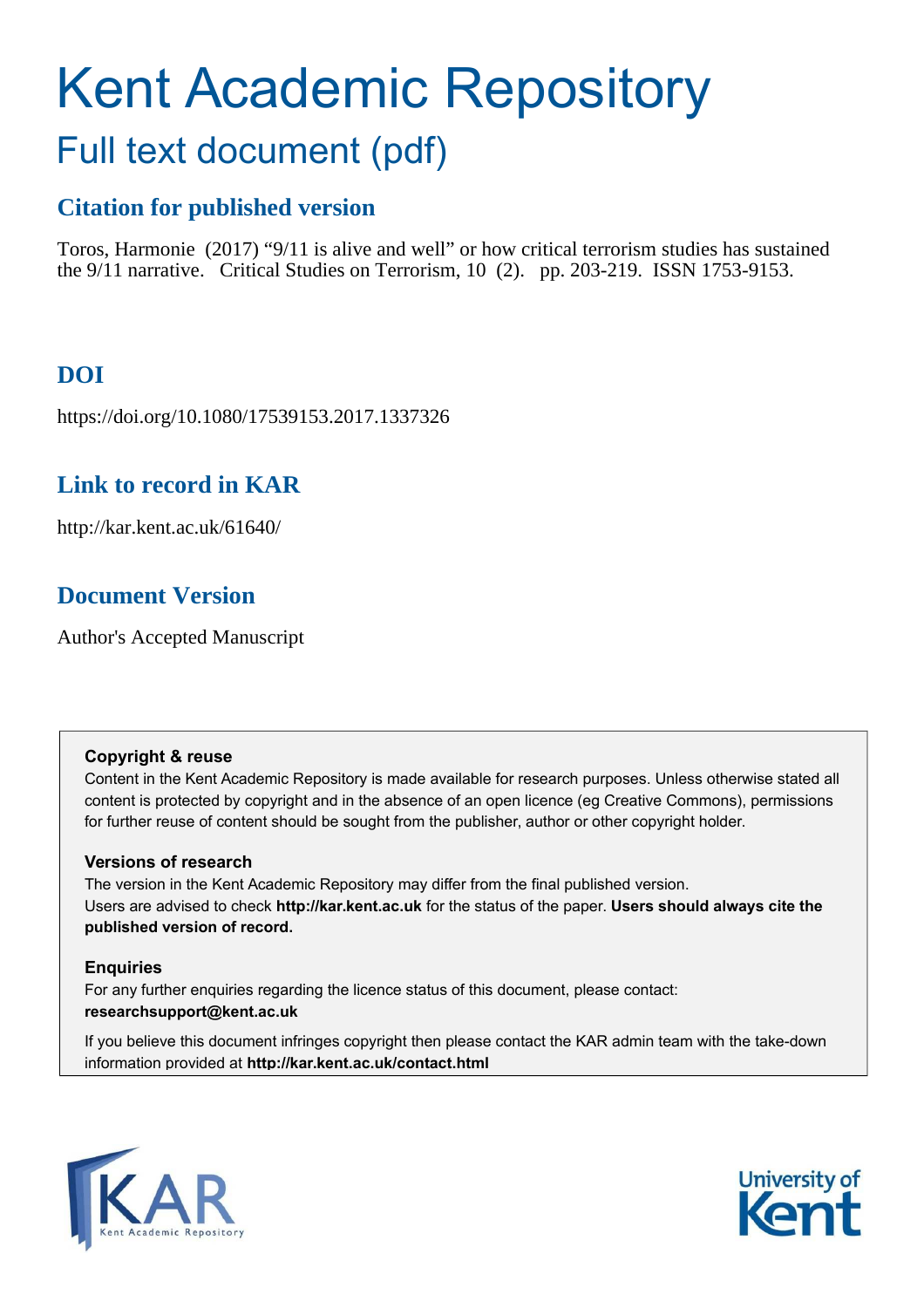# Kent Academic Repository

## Full text document (pdf)

### Citation for published version

Toros, Harmonie (2017) "9/11 is alive and well" or how critical terrorism studies has sustained the 9/11 narrative. Critical Studies on Terrorism, 10 (2). pp. 203-219. ISSN 1753-9153.

### DOI

https://doi.org/10.1080/17539153.2017.1337326

### Link to record in KAR

http://kar.kent.ac.uk/61640/

### Document Version

Author's Accepted Manuscript

**Copyright & reuse**

Content in the Kent Academic Repository is made available for research purposes. Unless otherwise stated all content is protected by copyright and in the absence of an open licence (eg Creative Commons), permissions for further reuse of content should be sought from the publisher, author or other copyright holder.

**Versions of research**

The version in the Kent Academic Repository may differ from the final published version. Users are advised to check **http://kar.kent.ac.uk** for the status of the paper. **Users should always cite the published version of record.**

**Enquiries**

For any further enquiries regarding the licence status of this document, please contact: **researchsupport@kent.ac.uk**

If you believe this document infringes copyright then please contact the KAR admin team with the take-down information provided at **http://kar.kent.ac.uk/contact.html**

KAR Kent Academic Repository

University of Kent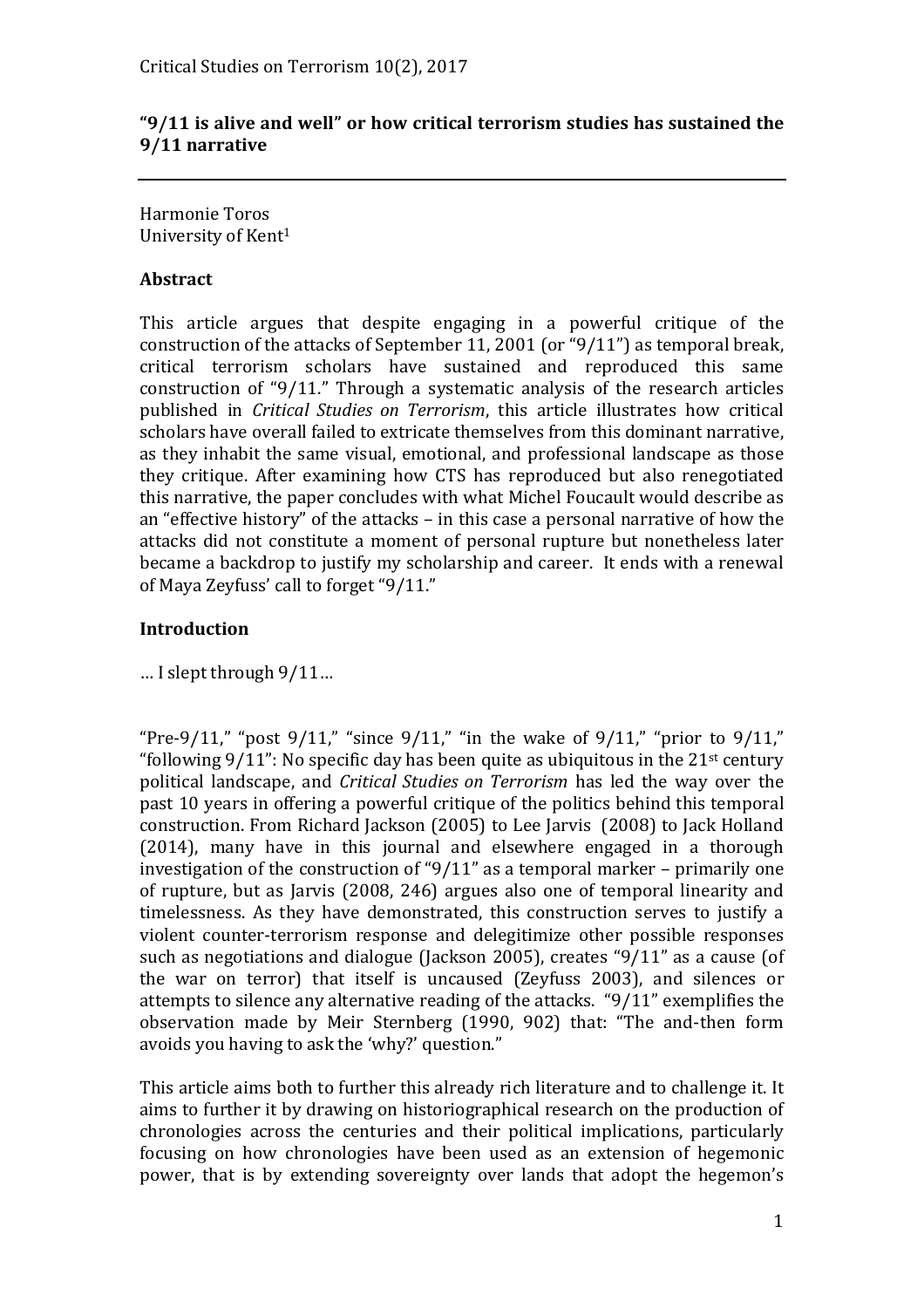# "9/11 is alive and well" or how critical terrorism studies has sustained the 9/11 narrative

Harmonie Toros
University of Kent[1]

## Abstract

This article argues that despite engaging in a powerful critique of the construction of the attacks of September 11, 2001 (or "9/11") as temporal break, critical terrorism scholars have sustained and reproduced this same construction of "9/11." Through a systematic analysis of the research articles published in *Critical Studies on Terrorism*, this article illustrates how critical scholars have overall failed to extricate themselves from this dominant narrative, as they inhabit the same visual, emotional, and professional landscape as those they critique. After examining how CTS has reproduced but also renegotiated this narrative, the paper concludes with what Michel Foucault would describe as an "effective history" of the attacks – in this case a personal narrative of how the attacks did not constitute a moment of personal rupture but nonetheless later became a backdrop to justify my scholarship and career. It ends with a renewal of Maya Zeyfuss' call to forget "9/11."

## Introduction

… I slept through 9/11…

"Pre-9/11," "post 9/11," "since 9/11," "in the wake of 9/11," "prior to 9/11," "following 9/11": No specific day has been quite as ubiquitous in the 21st century political landscape, and *Critical Studies on Terrorism* has led the way over the past 10 years in offering a powerful critique of the politics behind this temporal construction. From Richard Jackson (2005) to Lee Jarvis (2008) to Jack Holland (2014), many have in this journal and elsewhere engaged in a thorough investigation of the construction of "9/11" as a temporal marker – primarily one of rupture, but as Jarvis (2008, 246) argues also one of temporal linearity and timelessness. As they have demonstrated, this construction serves to justify a violent counter-terrorism response and delegitimize other possible responses such as negotiations and dialogue (Jackson 2005), creates "9/11" as a cause (of the war on terror) that itself is uncaused (Zeyfuss 2003), and silences or attempts to silence any alternative reading of the attacks. "9/11" exemplifies the observation made by Meir Sternberg (1990, 902) that: "The and-then form avoids you having to ask the 'why?' question."

This article aims both to further this already rich literature and to challenge it. It aims to further it by drawing on historiographical research on the production of chronologies across the centuries and their political implications, particularly focusing on how chronologies have been used as an extension of hegemonic power, that is by extending sovereignty over lands that adopt the hegemon's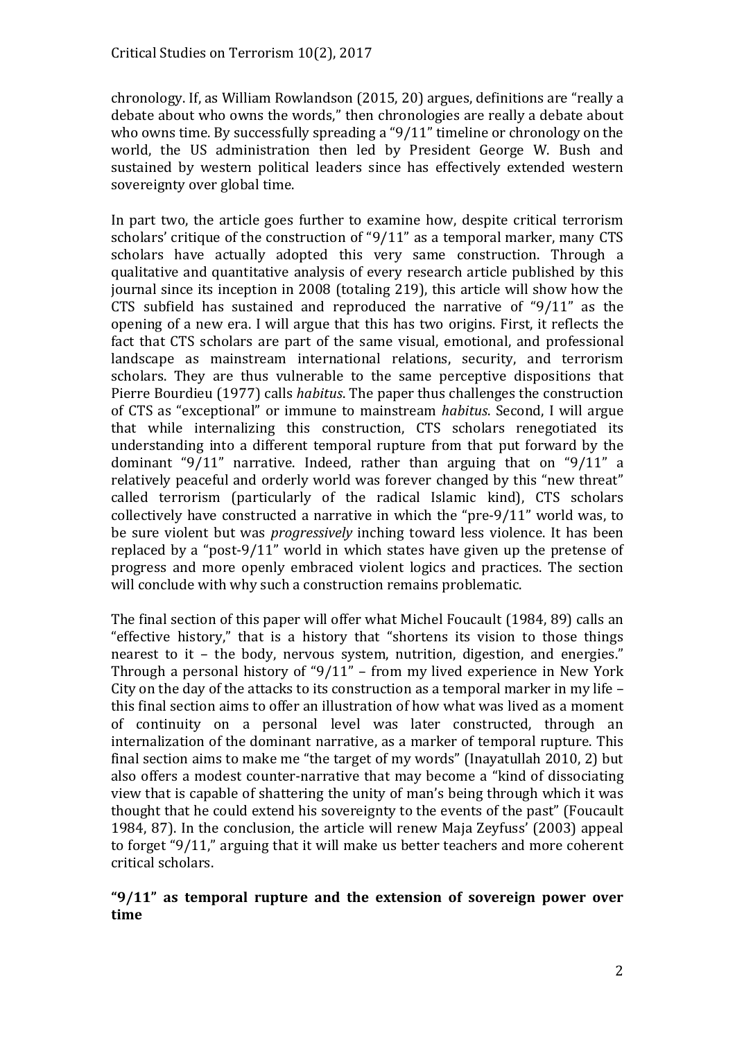chronology. If, as William Rowlandson (2015, 20) argues, definitions are "really a debate about who owns the words," then chronologies are really a debate about who owns time. By successfully spreading a "9/11" timeline or chronology on the world, the US administration then led by President George W. Bush and sustained by western political leaders since has effectively extended western sovereignty over global time.

In part two, the article goes further to examine how, despite critical terrorism scholars' critique of the construction of "9/11" as a temporal marker, many CTS scholars have actually adopted this very same construction. Through a qualitative and quantitative analysis of every research article published by this journal since its inception in 2008 (totaling 219), this article will show how the CTS subfield has sustained and reproduced the narrative of "9/11" as the opening of a new era. I will argue that this has two origins. First, it reflects the fact that CTS scholars are part of the same visual, emotional, and professional landscape as mainstream international relations, security, and terrorism scholars. They are thus vulnerable to the same perceptive dispositions that Pierre Bourdieu (1977) calls *habitus*. The paper thus challenges the construction of CTS as "exceptional" or immune to mainstream *habitus*. Second, I will argue that while internalizing this construction, CTS scholars renegotiated its understanding into a different temporal rupture from that put forward by the dominant "9/11" narrative. Indeed, rather than arguing that on "9/11" a relatively peaceful and orderly world was forever changed by this "new threat" called terrorism (particularly of the radical Islamic kind), CTS scholars collectively have constructed a narrative in which the "pre-9/11" world was, to be sure violent but was *progressively* inching toward less violence. It has been replaced by a "post-9/11" world in which states have given up the pretense of progress and more openly embraced violent logics and practices. The section will conclude with why such a construction remains problematic.

The final section of this paper will offer what Michel Foucault (1984, 89) calls an "effective history," that is a history that "shortens its vision to those things nearest to it – the body, nervous system, nutrition, digestion, and energies." Through a personal history of "9/11" – from my lived experience in New York City on the day of the attacks to its construction as a temporal marker in my life – this final section aims to offer an illustration of how what was lived as a moment of continuity on a personal level was later constructed, through an internalization of the dominant narrative, as a marker of temporal rupture. This final section aims to make me "the target of my words" (Inayatullah 2010, 2) but also offers a modest counter-narrative that may become a "kind of dissociating view that is capable of shattering the unity of man's being through which it was thought that he could extend his sovereignty to the events of the past" (Foucault 1984, 87). In the conclusion, the article will renew Maja Zeyfuss' (2003) appeal to forget "9/11," arguing that it will make us better teachers and more coherent critical scholars.

## "9/11" as temporal rupture and the extension of sovereign power over time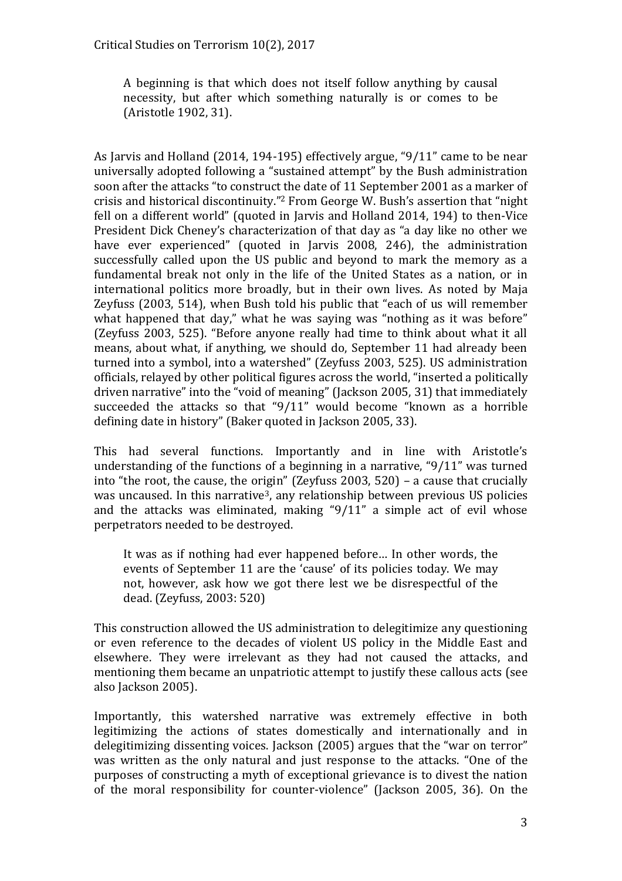> A beginning is that which does not itself follow anything by causal necessity, but after which something naturally is or comes to be (Aristotle 1902, 31).

As Jarvis and Holland (2014, 194-195) effectively argue, "9/11" came to be near universally adopted following a "sustained attempt" by the Bush administration soon after the attacks "to construct the date of 11 September 2001 as a marker of crisis and historical discontinuity."[2] From George W. Bush's assertion that "night fell on a different world" (quoted in Jarvis and Holland 2014, 194) to then-Vice President Dick Cheney's characterization of that day as "a day like no other we have ever experienced" (quoted in Jarvis 2008, 246), the administration successfully called upon the US public and beyond to mark the memory as a fundamental break not only in the life of the United States as a nation, or in international politics more broadly, but in their own lives. As noted by Maja Zeyfuss (2003, 514), when Bush told his public that "each of us will remember what happened that day," what he was saying was "nothing as it was before" (Zeyfuss 2003, 525). "Before anyone really had time to think about what it all means, about what, if anything, we should do, September 11 had already been turned into a symbol, into a watershed" (Zeyfuss 2003, 525). US administration officials, relayed by other political figures across the world, "inserted a politically driven narrative" into the "void of meaning" (Jackson 2005, 31) that immediately succeeded the attacks so that "9/11" would become "known as a horrible defining date in history" (Baker quoted in Jackson 2005, 33).

This had several functions. Importantly and in line with Aristotle's understanding of the functions of a beginning in a narrative, "9/11" was turned into "the root, the cause, the origin" (Zeyfuss 2003, 520) – a cause that crucially was uncaused. In this narrative[3], any relationship between previous US policies and the attacks was eliminated, making "9/11" a simple act of evil whose perpetrators needed to be destroyed.

> It was as if nothing had ever happened before… In other words, the events of September 11 are the 'cause' of its policies today. We may not, however, ask how we got there lest we be disrespectful of the dead. (Zeyfuss, 2003: 520)

This construction allowed the US administration to delegitimize any questioning or even reference to the decades of violent US policy in the Middle East and elsewhere. They were irrelevant as they had not caused the attacks, and mentioning them became an unpatriotic attempt to justify these callous acts (see also Jackson 2005).

Importantly, this watershed narrative was extremely effective in both legitimizing the actions of states domestically and internationally and in delegitimizing dissenting voices. Jackson (2005) argues that the "war on terror" was written as the only natural and just response to the attacks. "One of the purposes of constructing a myth of exceptional grievance is to divest the nation of the moral responsibility for counter-violence" (Jackson 2005, 36). On the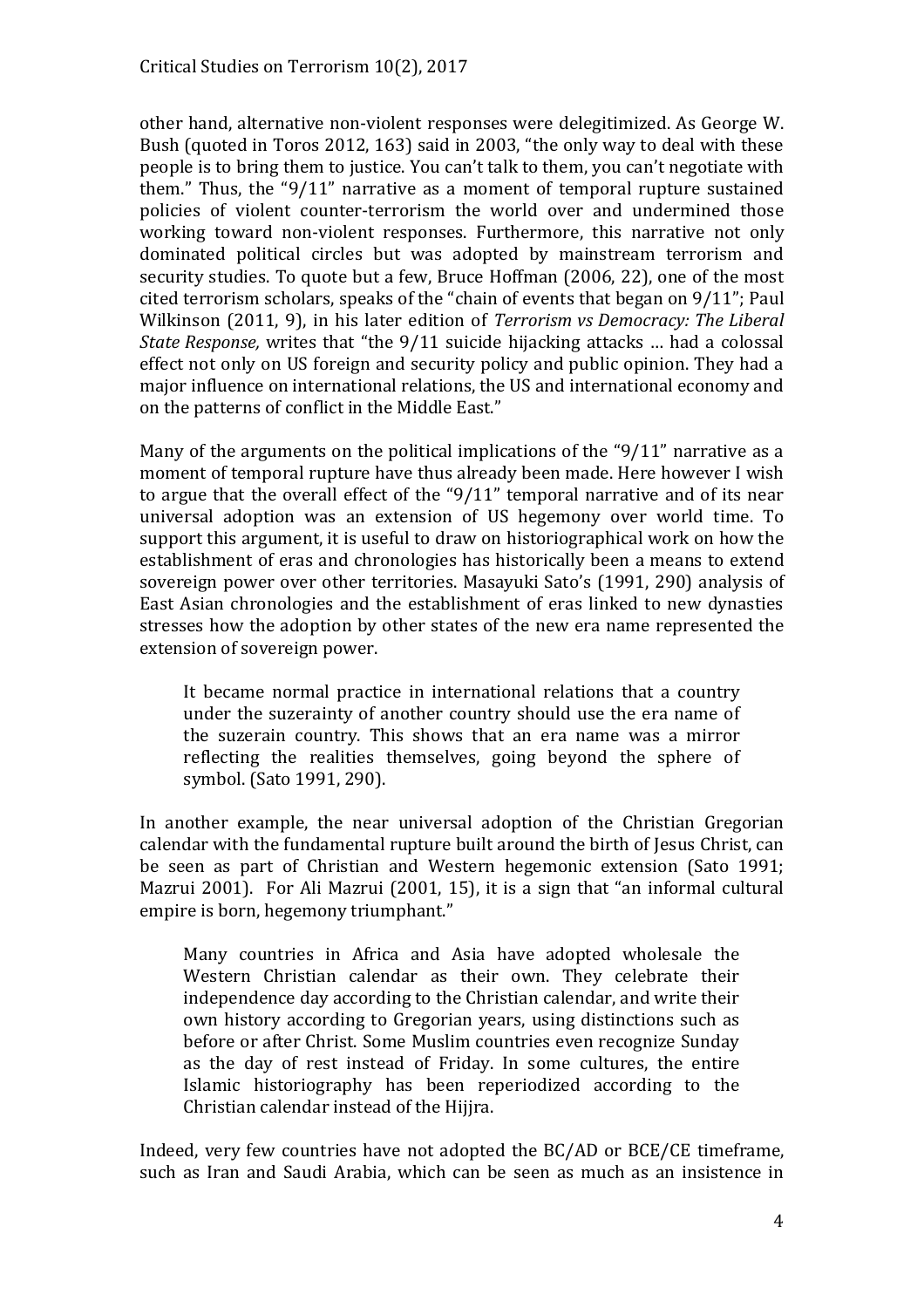other hand, alternative non-violent responses were delegitimized. As George W. Bush (quoted in Toros 2012, 163) said in 2003, "the only way to deal with these people is to bring them to justice. You can't talk to them, you can't negotiate with them." Thus, the "9/11" narrative as a moment of temporal rupture sustained policies of violent counter-terrorism the world over and undermined those working toward non-violent responses. Furthermore, this narrative not only dominated political circles but was adopted by mainstream terrorism and security studies. To quote but a few, Bruce Hoffman (2006, 22), one of the most cited terrorism scholars, speaks of the "chain of events that began on 9/11"; Paul Wilkinson (2011, 9), in his later edition of *Terrorism vs Democracy: The Liberal State Response,* writes that "the 9/11 suicide hijacking attacks … had a colossal effect not only on US foreign and security policy and public opinion. They had a major influence on international relations, the US and international economy and on the patterns of conflict in the Middle East."

Many of the arguments on the political implications of the "9/11" narrative as a moment of temporal rupture have thus already been made. Here however I wish to argue that the overall effect of the "9/11" temporal narrative and of its near universal adoption was an extension of US hegemony over world time. To support this argument, it is useful to draw on historiographical work on how the establishment of eras and chronologies has historically been a means to extend sovereign power over other territories. Masayuki Sato's (1991, 290) analysis of East Asian chronologies and the establishment of eras linked to new dynasties stresses how the adoption by other states of the new era name represented the extension of sovereign power.

> It became normal practice in international relations that a country under the suzerainty of another country should use the era name of the suzerain country. This shows that an era name was a mirror reflecting the realities themselves, going beyond the sphere of symbol. (Sato 1991, 290).

In another example, the near universal adoption of the Christian Gregorian calendar with the fundamental rupture built around the birth of Jesus Christ, can be seen as part of Christian and Western hegemonic extension (Sato 1991; Mazrui 2001). For Ali Mazrui (2001, 15), it is a sign that "an informal cultural empire is born, hegemony triumphant."

> Many countries in Africa and Asia have adopted wholesale the Western Christian calendar as their own. They celebrate their independence day according to the Christian calendar, and write their own history according to Gregorian years, using distinctions such as before or after Christ. Some Muslim countries even recognize Sunday as the day of rest instead of Friday. In some cultures, the entire Islamic historiography has been reperiodized according to the Christian calendar instead of the Hijjra.

Indeed, very few countries have not adopted the BC/AD or BCE/CE timeframe, such as Iran and Saudi Arabia, which can be seen as much as an insistence in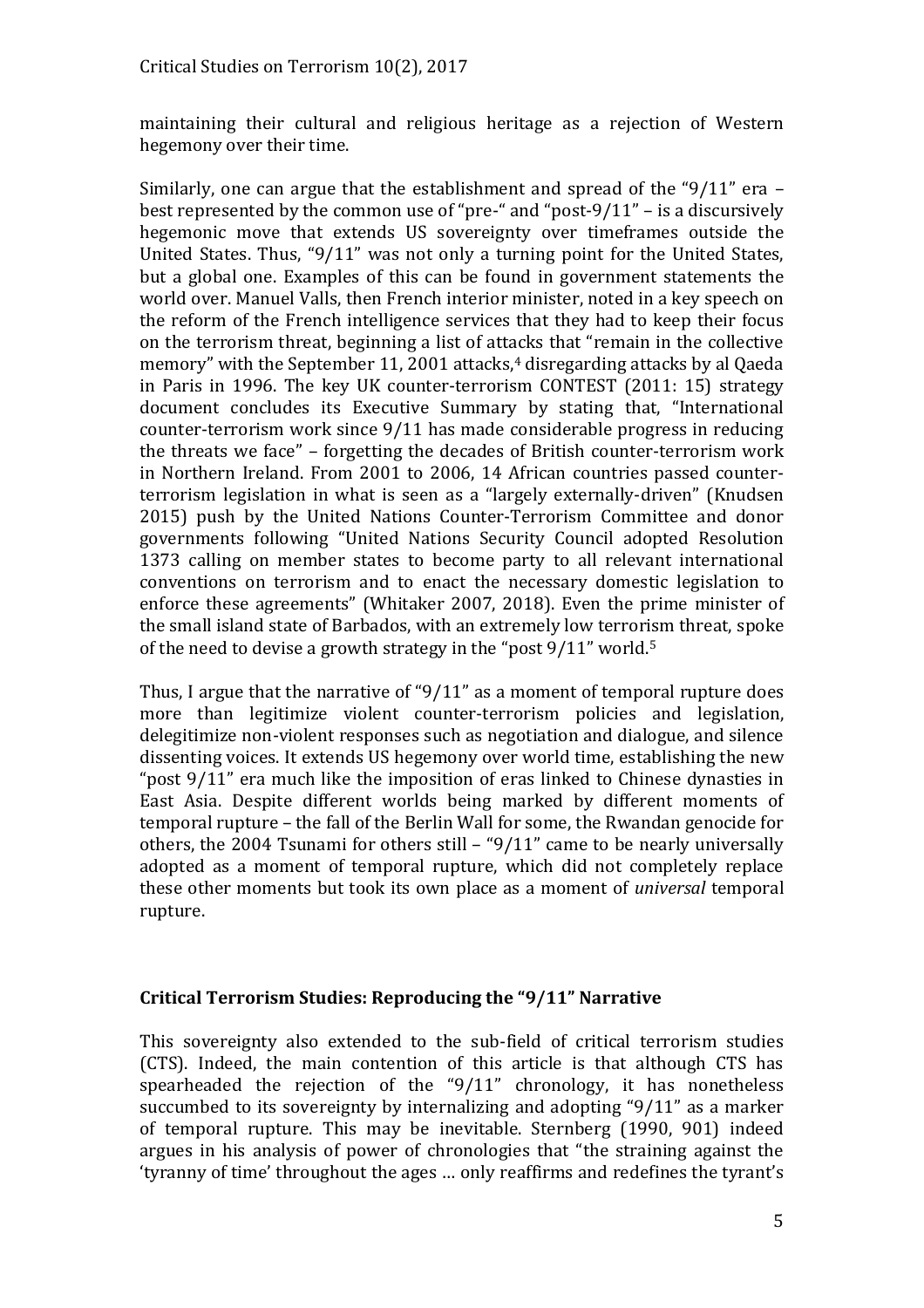maintaining their cultural and religious heritage as a rejection of Western hegemony over their time.

Similarly, one can argue that the establishment and spread of the "9/11" era – best represented by the common use of "pre-" and "post-9/11" – is a discursively hegemonic move that extends US sovereignty over timeframes outside the United States. Thus, "9/11" was not only a turning point for the United States, but a global one. Examples of this can be found in government statements the world over. Manuel Valls, then French interior minister, noted in a key speech on the reform of the French intelligence services that they had to keep their focus on the terrorism threat, beginning a list of attacks that "remain in the collective memory" with the September 11, 2001 attacks,[4] disregarding attacks by al Qaeda in Paris in 1996. The key UK counter-terrorism CONTEST (2011: 15) strategy document concludes its Executive Summary by stating that, "International counter-terrorism work since 9/11 has made considerable progress in reducing the threats we face" – forgetting the decades of British counter-terrorism work in Northern Ireland. From 2001 to 2006, 14 African countries passed counter-terrorism legislation in what is seen as a "largely externally-driven" (Knudsen 2015) push by the United Nations Counter-Terrorism Committee and donor governments following "United Nations Security Council adopted Resolution 1373 calling on member states to become party to all relevant international conventions on terrorism and to enact the necessary domestic legislation to enforce these agreements" (Whitaker 2007, 2018). Even the prime minister of the small island state of Barbados, with an extremely low terrorism threat, spoke of the need to devise a growth strategy in the "post 9/11" world.[5]

Thus, I argue that the narrative of "9/11" as a moment of temporal rupture does more than legitimize violent counter-terrorism policies and legislation, delegitimize non-violent responses such as negotiation and dialogue, and silence dissenting voices. It extends US hegemony over world time, establishing the new "post 9/11" era much like the imposition of eras linked to Chinese dynasties in East Asia. Despite different worlds being marked by different moments of temporal rupture – the fall of the Berlin Wall for some, the Rwandan genocide for others, the 2004 Tsunami for others still – "9/11" came to be nearly universally adopted as a moment of temporal rupture, which did not completely replace these other moments but took its own place as a moment of *universal* temporal rupture.

## Critical Terrorism Studies: Reproducing the "9/11" Narrative

This sovereignty also extended to the sub-field of critical terrorism studies (CTS). Indeed, the main contention of this article is that although CTS has spearheaded the rejection of the "9/11" chronology, it has nonetheless succumbed to its sovereignty by internalizing and adopting "9/11" as a marker of temporal rupture. This may be inevitable. Sternberg (1990, 901) indeed argues in his analysis of power of chronologies that "the straining against the 'tyranny of time' throughout the ages … only reaffirms and redefines the tyrant's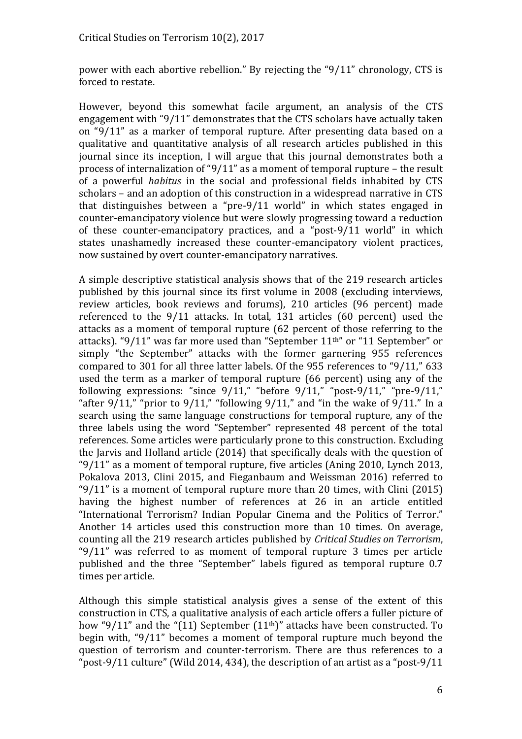power with each abortive rebellion." By rejecting the "9/11" chronology, CTS is forced to restate.

However, beyond this somewhat facile argument, an analysis of the CTS engagement with "9/11" demonstrates that the CTS scholars have actually taken on "9/11" as a marker of temporal rupture. After presenting data based on a qualitative and quantitative analysis of all research articles published in this journal since its inception, I will argue that this journal demonstrates both a process of internalization of "9/11" as a moment of temporal rupture – the result of a powerful *habitus* in the social and professional fields inhabited by CTS scholars – and an adoption of this construction in a widespread narrative in CTS that distinguishes between a "pre-9/11 world" in which states engaged in counter-emancipatory violence but were slowly progressing toward a reduction of these counter-emancipatory practices, and a "post-9/11 world" in which states unashamedly increased these counter-emancipatory violent practices, now sustained by overt counter-emancipatory narratives.

A simple descriptive statistical analysis shows that of the 219 research articles published by this journal since its first volume in 2008 (excluding interviews, review articles, book reviews and forums), 210 articles (96 percent) made referenced to the 9/11 attacks. In total, 131 articles (60 percent) used the attacks as a moment of temporal rupture (62 percent of those referring to the attacks). "9/11" was far more used than "September 11th" or "11 September" or simply "the September" attacks with the former garnering 955 references compared to 301 for all three latter labels. Of the 955 references to "9/11," 633 used the term as a marker of temporal rupture (66 percent) using any of the following expressions: "since 9/11," "before 9/11," "post-9/11," "pre-9/11," "after 9/11," "prior to 9/11," "following 9/11," and "in the wake of 9/11." In a search using the same language constructions for temporal rupture, any of the three labels using the word "September" represented 48 percent of the total references. Some articles were particularly prone to this construction. Excluding the Jarvis and Holland article (2014) that specifically deals with the question of "9/11" as a moment of temporal rupture, five articles (Aning 2010, Lynch 2013, Pokalova 2013, Clini 2015, and Fieganbaum and Weissman 2016) referred to "9/11" is a moment of temporal rupture more than 20 times, with Clini (2015) having the highest number of references at 26 in an article entitled "International Terrorism? Indian Popular Cinema and the Politics of Terror." Another 14 articles used this construction more than 10 times. On average, counting all the 219 research articles published by *Critical Studies on Terrorism*, "9/11" was referred to as moment of temporal rupture 3 times per article published and the three "September" labels figured as temporal rupture 0.7 times per article.

Although this simple statistical analysis gives a sense of the extent of this construction in CTS, a qualitative analysis of each article offers a fuller picture of how "9/11" and the "(11) September (11th)" attacks have been constructed. To begin with, "9/11" becomes a moment of temporal rupture much beyond the question of terrorism and counter-terrorism. There are thus references to a "post-9/11 culture" (Wild 2014, 434), the description of an artist as a "post-9/11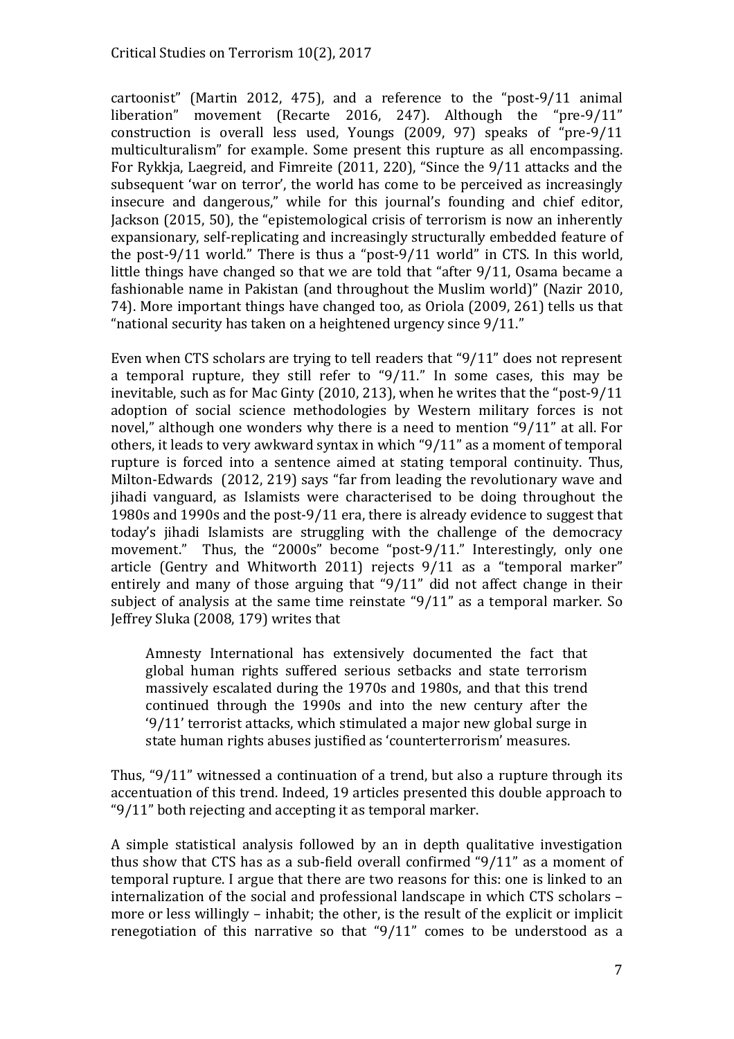cartoonist" (Martin 2012, 475), and a reference to the "post-9/11 animal liberation" movement (Recarte 2016, 247). Although the "pre-9/11" construction is overall less used, Youngs (2009, 97) speaks of "pre-9/11 multiculturalism" for example. Some present this rupture as all encompassing. For Rykkja, Laegreid, and Fimreite (2011, 220), "Since the 9/11 attacks and the subsequent 'war on terror', the world has come to be perceived as increasingly insecure and dangerous," while for this journal's founding and chief editor, Jackson (2015, 50), the "epistemological crisis of terrorism is now an inherently expansionary, self-replicating and increasingly structurally embedded feature of the post-9/11 world." There is thus a "post-9/11 world" in CTS. In this world, little things have changed so that we are told that "after 9/11, Osama became a fashionable name in Pakistan (and throughout the Muslim world)" (Nazir 2010, 74). More important things have changed too, as Oriola (2009, 261) tells us that "national security has taken on a heightened urgency since 9/11."

Even when CTS scholars are trying to tell readers that "9/11" does not represent a temporal rupture, they still refer to "9/11." In some cases, this may be inevitable, such as for Mac Ginty (2010, 213), when he writes that the "post-9/11 adoption of social science methodologies by Western military forces is not novel," although one wonders why there is a need to mention "9/11" at all. For others, it leads to very awkward syntax in which "9/11" as a moment of temporal rupture is forced into a sentence aimed at stating temporal continuity. Thus, Milton-Edwards (2012, 219) says "far from leading the revolutionary wave and jihadi vanguard, as Islamists were characterised to be doing throughout the 1980s and 1990s and the post-9/11 era, there is already evidence to suggest that today's jihadi Islamists are struggling with the challenge of the democracy movement." Thus, the "2000s" become "post-9/11." Interestingly, only one article (Gentry and Whitworth 2011) rejects 9/11 as a "temporal marker" entirely and many of those arguing that "9/11" did not affect change in their subject of analysis at the same time reinstate "9/11" as a temporal marker. So Jeffrey Sluka (2008, 179) writes that

> Amnesty International has extensively documented the fact that global human rights suffered serious setbacks and state terrorism massively escalated during the 1970s and 1980s, and that this trend continued through the 1990s and into the new century after the '9/11' terrorist attacks, which stimulated a major new global surge in state human rights abuses justified as 'counterterrorism' measures.

Thus, "9/11" witnessed a continuation of a trend, but also a rupture through its accentuation of this trend. Indeed, 19 articles presented this double approach to "9/11" both rejecting and accepting it as temporal marker.

A simple statistical analysis followed by an in depth qualitative investigation thus show that CTS has as a sub-field overall confirmed "9/11" as a moment of temporal rupture. I argue that there are two reasons for this: one is linked to an internalization of the social and professional landscape in which CTS scholars – more or less willingly – inhabit; the other, is the result of the explicit or implicit renegotiation of this narrative so that "9/11" comes to be understood as a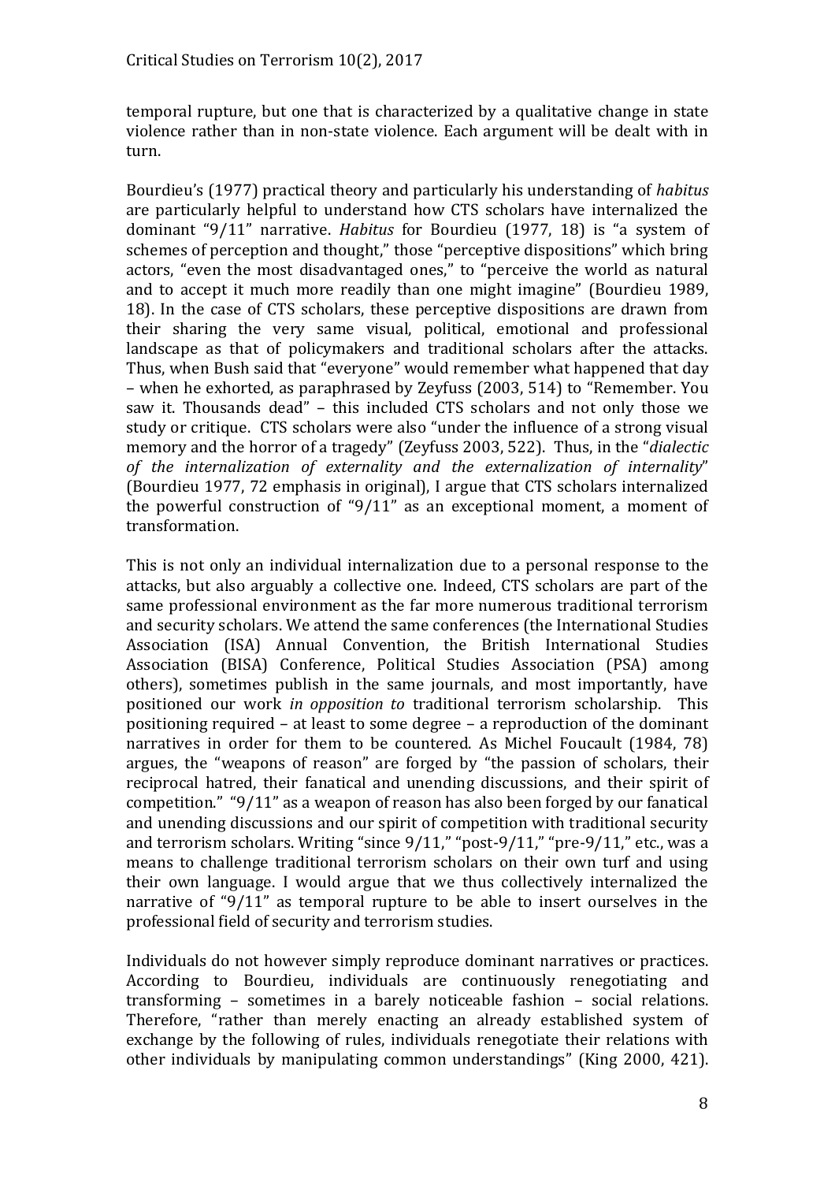temporal rupture, but one that is characterized by a qualitative change in state violence rather than in non-state violence. Each argument will be dealt with in turn.

Bourdieu's (1977) practical theory and particularly his understanding of *habitus* are particularly helpful to understand how CTS scholars have internalized the dominant "9/11" narrative. *Habitus* for Bourdieu (1977, 18) is "a system of schemes of perception and thought," those "perceptive dispositions" which bring actors, "even the most disadvantaged ones," to "perceive the world as natural and to accept it much more readily than one might imagine" (Bourdieu 1989, 18). In the case of CTS scholars, these perceptive dispositions are drawn from their sharing the very same visual, political, emotional and professional landscape as that of policymakers and traditional scholars after the attacks. Thus, when Bush said that "everyone" would remember what happened that day – when he exhorted, as paraphrased by Zeyfuss (2003, 514) to "Remember. You saw it. Thousands dead" – this included CTS scholars and not only those we study or critique. CTS scholars were also "under the influence of a strong visual memory and the horror of a tragedy" (Zeyfuss 2003, 522). Thus, in the "*dialectic of the internalization of externality and the externalization of internality*" (Bourdieu 1977, 72 emphasis in original), I argue that CTS scholars internalized the powerful construction of "9/11" as an exceptional moment, a moment of transformation.

This is not only an individual internalization due to a personal response to the attacks, but also arguably a collective one. Indeed, CTS scholars are part of the same professional environment as the far more numerous traditional terrorism and security scholars. We attend the same conferences (the International Studies Association (ISA) Annual Convention, the British International Studies Association (BISA) Conference, Political Studies Association (PSA) among others), sometimes publish in the same journals, and most importantly, have positioned our work *in opposition to* traditional terrorism scholarship. This positioning required – at least to some degree – a reproduction of the dominant narratives in order for them to be countered. As Michel Foucault (1984, 78) argues, the "weapons of reason" are forged by "the passion of scholars, their reciprocal hatred, their fanatical and unending discussions, and their spirit of competition." "9/11" as a weapon of reason has also been forged by our fanatical and unending discussions and our spirit of competition with traditional security and terrorism scholars. Writing "since 9/11," "post-9/11," "pre-9/11," etc., was a means to challenge traditional terrorism scholars on their own turf and using their own language. I would argue that we thus collectively internalized the narrative of "9/11" as temporal rupture to be able to insert ourselves in the professional field of security and terrorism studies.

Individuals do not however simply reproduce dominant narratives or practices. According to Bourdieu, individuals are continuously renegotiating and transforming – sometimes in a barely noticeable fashion – social relations. Therefore, "rather than merely enacting an already established system of exchange by the following of rules, individuals renegotiate their relations with other individuals by manipulating common understandings" (King 2000, 421).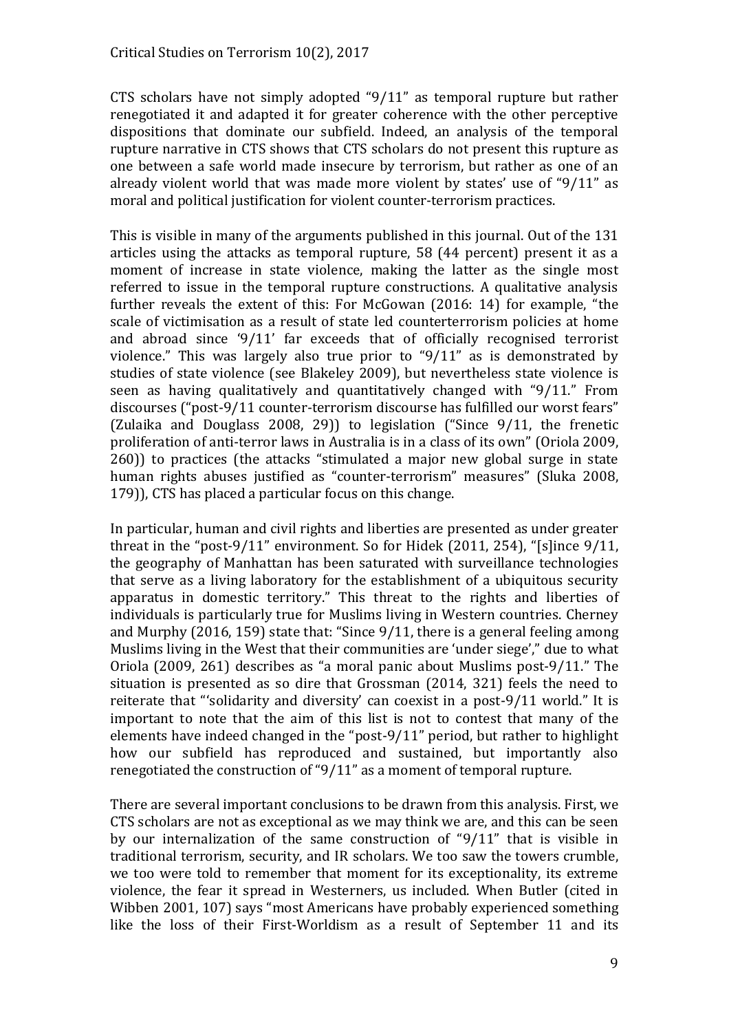CTS scholars have not simply adopted "9/11" as temporal rupture but rather renegotiated it and adapted it for greater coherence with the other perceptive dispositions that dominate our subfield. Indeed, an analysis of the temporal rupture narrative in CTS shows that CTS scholars do not present this rupture as one between a safe world made insecure by terrorism, but rather as one of an already violent world that was made more violent by states' use of "9/11" as moral and political justification for violent counter-terrorism practices.

This is visible in many of the arguments published in this journal. Out of the 131 articles using the attacks as temporal rupture, 58 (44 percent) present it as a moment of increase in state violence, making the latter as the single most referred to issue in the temporal rupture constructions. A qualitative analysis further reveals the extent of this: For McGowan (2016: 14) for example, "the scale of victimisation as a result of state led counterterrorism policies at home and abroad since '9/11' far exceeds that of officially recognised terrorist violence." This was largely also true prior to "9/11" as is demonstrated by studies of state violence (see Blakeley 2009), but nevertheless state violence is seen as having qualitatively and quantitatively changed with "9/11." From discourses ("post-9/11 counter-terrorism discourse has fulfilled our worst fears" (Zulaika and Douglass 2008, 29)) to legislation ("Since 9/11, the frenetic proliferation of anti-terror laws in Australia is in a class of its own" (Oriola 2009, 260)) to practices (the attacks "stimulated a major new global surge in state human rights abuses justified as "counter-terrorism" measures" (Sluka 2008, 179)), CTS has placed a particular focus on this change.

In particular, human and civil rights and liberties are presented as under greater threat in the "post-9/11" environment. So for Hidek (2011, 254), "[s]ince 9/11, the geography of Manhattan has been saturated with surveillance technologies that serve as a living laboratory for the establishment of a ubiquitous security apparatus in domestic territory." This threat to the rights and liberties of individuals is particularly true for Muslims living in Western countries. Cherney and Murphy (2016, 159) state that: "Since 9/11, there is a general feeling among Muslims living in the West that their communities are 'under siege'," due to what Oriola (2009, 261) describes as "a moral panic about Muslims post-9/11." The situation is presented as so dire that Grossman (2014, 321) feels the need to reiterate that "'solidarity and diversity' can coexist in a post-9/11 world." It is important to note that the aim of this list is not to contest that many of the elements have indeed changed in the "post-9/11" period, but rather to highlight how our subfield has reproduced and sustained, but importantly also renegotiated the construction of "9/11" as a moment of temporal rupture.

There are several important conclusions to be drawn from this analysis. First, we CTS scholars are not as exceptional as we may think we are, and this can be seen by our internalization of the same construction of "9/11" that is visible in traditional terrorism, security, and IR scholars. We too saw the towers crumble, we too were told to remember that moment for its exceptionality, its extreme violence, the fear it spread in Westerners, us included. When Butler (cited in Wibben 2001, 107) says "most Americans have probably experienced something like the loss of their First-Worldism as a result of September 11 and its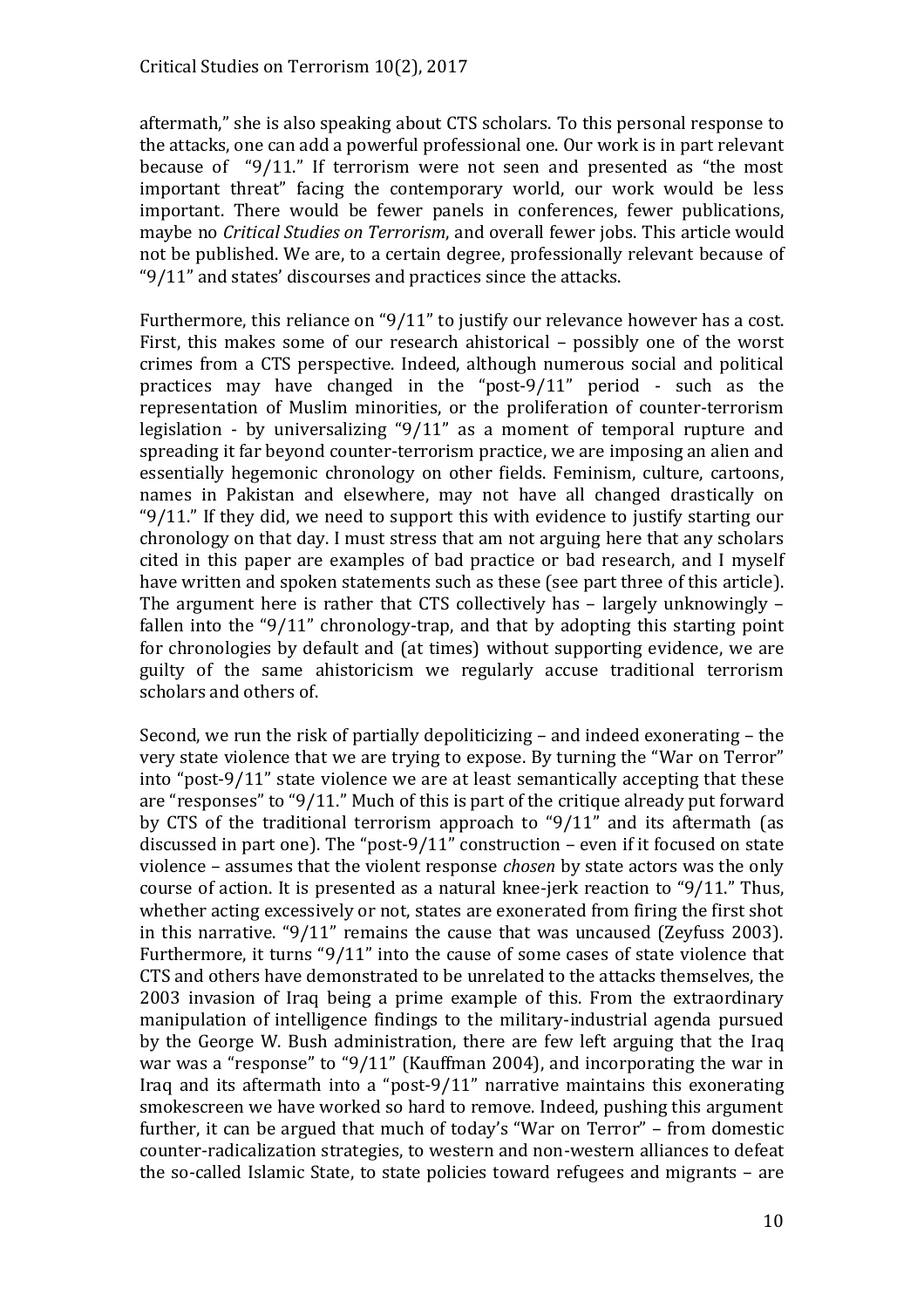aftermath," she is also speaking about CTS scholars. To this personal response to the attacks, one can add a powerful professional one. Our work is in part relevant because of "9/11." If terrorism were not seen and presented as "the most important threat" facing the contemporary world, our work would be less important. There would be fewer panels in conferences, fewer publications, maybe no *Critical Studies on Terrorism*, and overall fewer jobs. This article would not be published. We are, to a certain degree, professionally relevant because of "9/11" and states' discourses and practices since the attacks.

Furthermore, this reliance on "9/11" to justify our relevance however has a cost. First, this makes some of our research ahistorical – possibly one of the worst crimes from a CTS perspective. Indeed, although numerous social and political practices may have changed in the "post-9/11" period - such as the representation of Muslim minorities, or the proliferation of counter-terrorism legislation - by universalizing "9/11" as a moment of temporal rupture and spreading it far beyond counter-terrorism practice, we are imposing an alien and essentially hegemonic chronology on other fields. Feminism, culture, cartoons, names in Pakistan and elsewhere, may not have all changed drastically on "9/11." If they did, we need to support this with evidence to justify starting our chronology on that day. I must stress that am not arguing here that any scholars cited in this paper are examples of bad practice or bad research, and I myself have written and spoken statements such as these (see part three of this article). The argument here is rather that CTS collectively has – largely unknowingly – fallen into the "9/11" chronology-trap, and that by adopting this starting point for chronologies by default and (at times) without supporting evidence, we are guilty of the same ahistoricism we regularly accuse traditional terrorism scholars and others of.

Second, we run the risk of partially depoliticizing – and indeed exonerating – the very state violence that we are trying to expose. By turning the "War on Terror" into "post-9/11" state violence we are at least semantically accepting that these are "responses" to "9/11." Much of this is part of the critique already put forward by CTS of the traditional terrorism approach to "9/11" and its aftermath (as discussed in part one). The "post-9/11" construction – even if it focused on state violence – assumes that the violent response *chosen* by state actors was the only course of action. It is presented as a natural knee-jerk reaction to "9/11." Thus, whether acting excessively or not, states are exonerated from firing the first shot in this narrative. "9/11" remains the cause that was uncaused (Zeyfuss 2003). Furthermore, it turns "9/11" into the cause of some cases of state violence that CTS and others have demonstrated to be unrelated to the attacks themselves, the 2003 invasion of Iraq being a prime example of this. From the extraordinary manipulation of intelligence findings to the military-industrial agenda pursued by the George W. Bush administration, there are few left arguing that the Iraq war was a "response" to "9/11" (Kauffman 2004), and incorporating the war in Iraq and its aftermath into a "post-9/11" narrative maintains this exonerating smokescreen we have worked so hard to remove. Indeed, pushing this argument further, it can be argued that much of today's "War on Terror" – from domestic counter-radicalization strategies, to western and non-western alliances to defeat the so-called Islamic State, to state policies toward refugees and migrants – are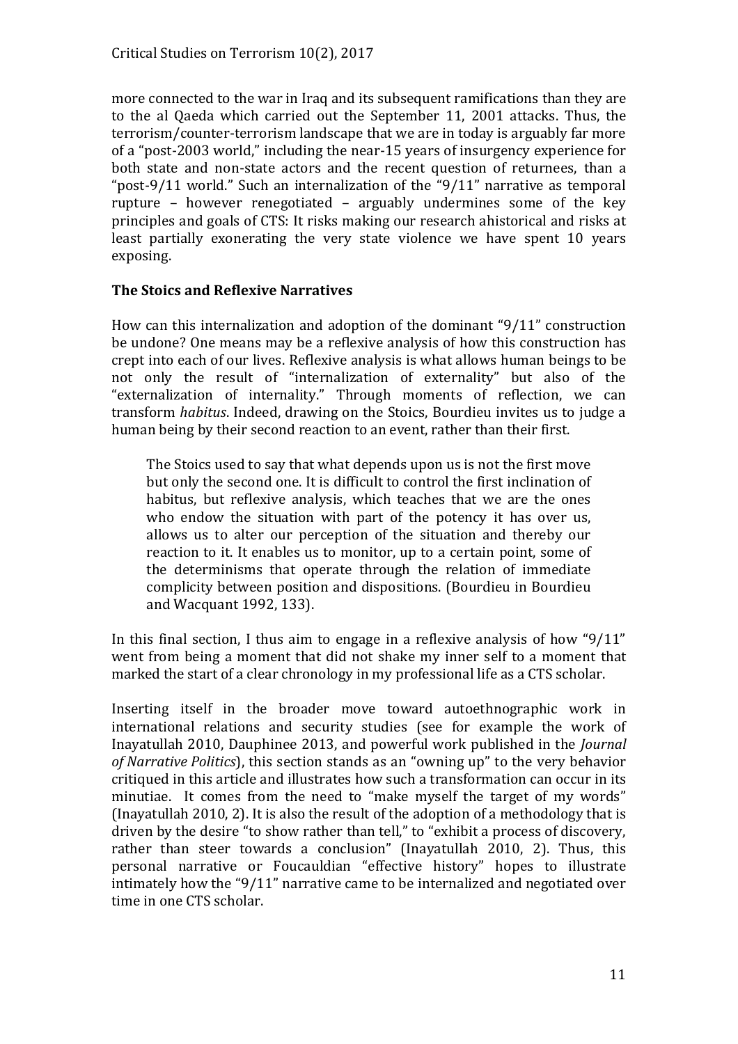more connected to the war in Iraq and its subsequent ramifications than they are to the al Qaeda which carried out the September 11, 2001 attacks. Thus, the terrorism/counter-terrorism landscape that we are in today is arguably far more of a "post-2003 world," including the near-15 years of insurgency experience for both state and non-state actors and the recent question of returnees, than a "post-9/11 world." Such an internalization of the "9/11" narrative as temporal rupture – however renegotiated – arguably undermines some of the key principles and goals of CTS: It risks making our research ahistorical and risks at least partially exonerating the very state violence we have spent 10 years exposing.

**The Stoics and Reflexive Narratives**

How can this internalization and adoption of the dominant "9/11" construction be undone? One means may be a reflexive analysis of how this construction has crept into each of our lives. Reflexive analysis is what allows human beings to be not only the result of "internalization of externality" but also of the "externalization of internality." Through moments of reflection, we can transform *habitus*. Indeed, drawing on the Stoics, Bourdieu invites us to judge a human being by their second reaction to an event, rather than their first.

> The Stoics used to say that what depends upon us is not the first move but only the second one. It is difficult to control the first inclination of habitus, but reflexive analysis, which teaches that we are the ones who endow the situation with part of the potency it has over us, allows us to alter our perception of the situation and thereby our reaction to it. It enables us to monitor, up to a certain point, some of the determinisms that operate through the relation of immediate complicity between position and dispositions. (Bourdieu in Bourdieu and Wacquant 1992, 133).

In this final section, I thus aim to engage in a reflexive analysis of how "9/11" went from being a moment that did not shake my inner self to a moment that marked the start of a clear chronology in my professional life as a CTS scholar.

Inserting itself in the broader move toward autoethnographic work in international relations and security studies (see for example the work of Inayatullah 2010, Dauphinee 2013, and powerful work published in the *Journal of Narrative Politics*), this section stands as an "owning up" to the very behavior critiqued in this article and illustrates how such a transformation can occur in its minutiae. It comes from the need to "make myself the target of my words" (Inayatullah 2010, 2). It is also the result of the adoption of a methodology that is driven by the desire "to show rather than tell," to "exhibit a process of discovery, rather than steer towards a conclusion" (Inayatullah 2010, 2). Thus, this personal narrative or Foucauldian "effective history" hopes to illustrate intimately how the "9/11" narrative came to be internalized and negotiated over time in one CTS scholar.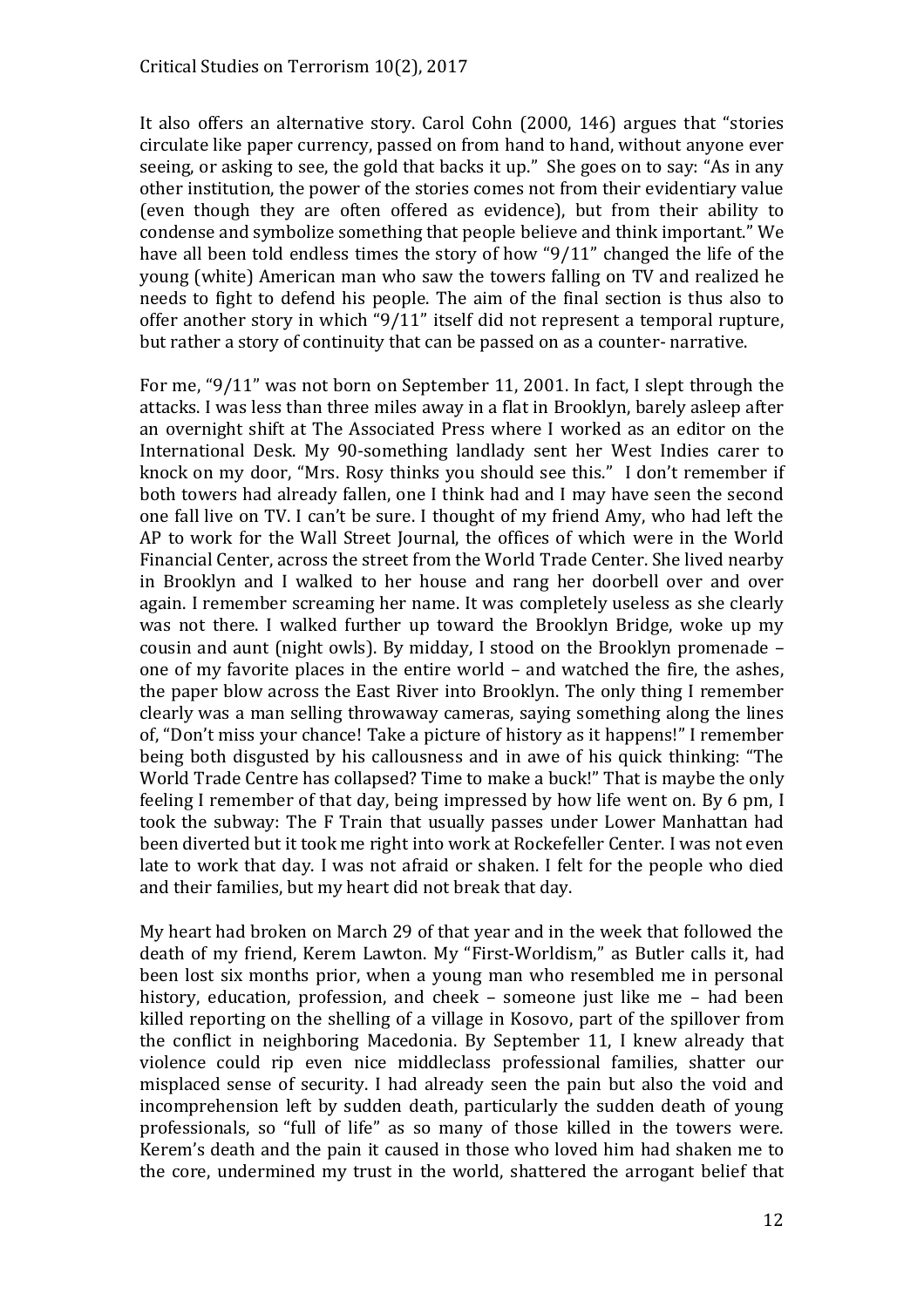It also offers an alternative story. Carol Cohn (2000, 146) argues that "stories circulate like paper currency, passed on from hand to hand, without anyone ever seeing, or asking to see, the gold that backs it up." She goes on to say: "As in any other institution, the power of the stories comes not from their evidentiary value (even though they are often offered as evidence), but from their ability to condense and symbolize something that people believe and think important." We have all been told endless times the story of how "9/11" changed the life of the young (white) American man who saw the towers falling on TV and realized he needs to fight to defend his people. The aim of the final section is thus also to offer another story in which "9/11" itself did not represent a temporal rupture, but rather a story of continuity that can be passed on as a counter- narrative.

For me, "9/11" was not born on September 11, 2001. In fact, I slept through the attacks. I was less than three miles away in a flat in Brooklyn, barely asleep after an overnight shift at The Associated Press where I worked as an editor on the International Desk. My 90-something landlady sent her West Indies carer to knock on my door, "Mrs. Rosy thinks you should see this." I don't remember if both towers had already fallen, one I think had and I may have seen the second one fall live on TV. I can't be sure. I thought of my friend Amy, who had left the AP to work for the Wall Street Journal, the offices of which were in the World Financial Center, across the street from the World Trade Center. She lived nearby in Brooklyn and I walked to her house and rang her doorbell over and over again. I remember screaming her name. It was completely useless as she clearly was not there. I walked further up toward the Brooklyn Bridge, woke up my cousin and aunt (night owls). By midday, I stood on the Brooklyn promenade – one of my favorite places in the entire world – and watched the fire, the ashes, the paper blow across the East River into Brooklyn. The only thing I remember clearly was a man selling throwaway cameras, saying something along the lines of, "Don't miss your chance! Take a picture of history as it happens!" I remember being both disgusted by his callousness and in awe of his quick thinking: "The World Trade Centre has collapsed? Time to make a buck!" That is maybe the only feeling I remember of that day, being impressed by how life went on. By 6 pm, I took the subway: The F Train that usually passes under Lower Manhattan had been diverted but it took me right into work at Rockefeller Center. I was not even late to work that day. I was not afraid or shaken. I felt for the people who died and their families, but my heart did not break that day.

My heart had broken on March 29 of that year and in the week that followed the death of my friend, Kerem Lawton. My "First-Worldism," as Butler calls it, had been lost six months prior, when a young man who resembled me in personal history, education, profession, and cheek – someone just like me – had been killed reporting on the shelling of a village in Kosovo, part of the spillover from the conflict in neighboring Macedonia. By September 11, I knew already that violence could rip even nice middleclass professional families, shatter our misplaced sense of security. I had already seen the pain but also the void and incomprehension left by sudden death, particularly the sudden death of young professionals, so "full of life" as so many of those killed in the towers were. Kerem's death and the pain it caused in those who loved him had shaken me to the core, undermined my trust in the world, shattered the arrogant belief that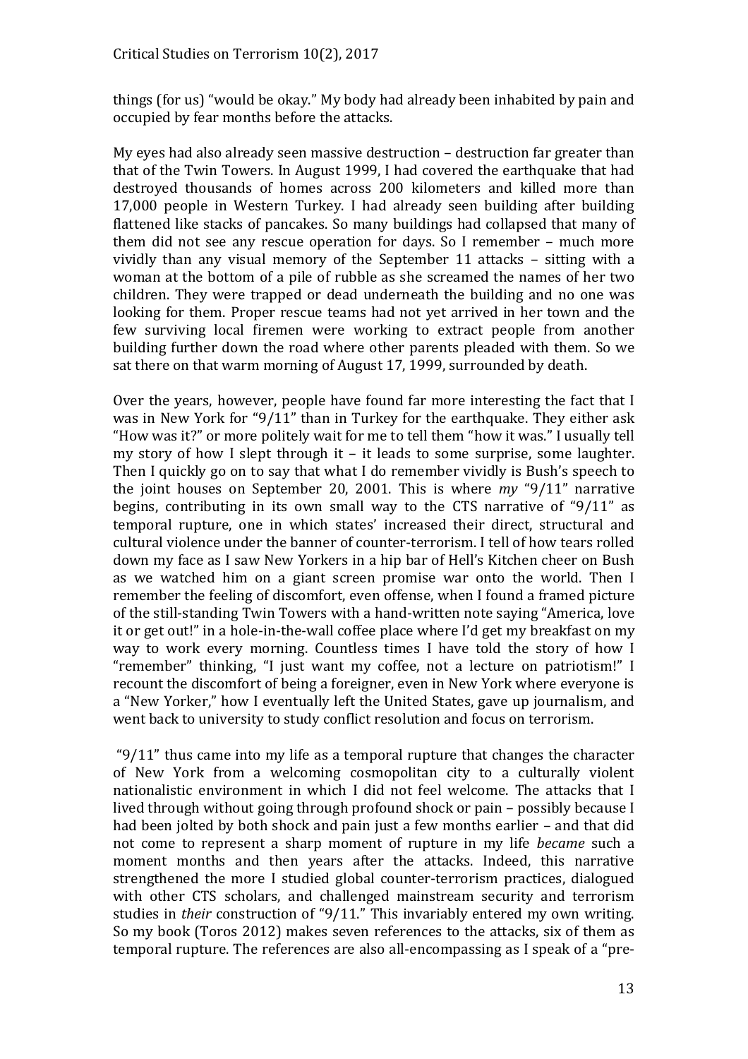things (for us) "would be okay." My body had already been inhabited by pain and occupied by fear months before the attacks.

My eyes had also already seen massive destruction – destruction far greater than that of the Twin Towers. In August 1999, I had covered the earthquake that had destroyed thousands of homes across 200 kilometers and killed more than 17,000 people in Western Turkey. I had already seen building after building flattened like stacks of pancakes. So many buildings had collapsed that many of them did not see any rescue operation for days. So I remember – much more vividly than any visual memory of the September 11 attacks – sitting with a woman at the bottom of a pile of rubble as she screamed the names of her two children. They were trapped or dead underneath the building and no one was looking for them. Proper rescue teams had not yet arrived in her town and the few surviving local firemen were working to extract people from another building further down the road where other parents pleaded with them. So we sat there on that warm morning of August 17, 1999, surrounded by death.

Over the years, however, people have found far more interesting the fact that I was in New York for "9/11" than in Turkey for the earthquake. They either ask "How was it?" or more politely wait for me to tell them "how it was." I usually tell my story of how I slept through it – it leads to some surprise, some laughter. Then I quickly go on to say that what I do remember vividly is Bush's speech to the joint houses on September 20, 2001. This is where *my* "9/11" narrative begins, contributing in its own small way to the CTS narrative of "9/11" as temporal rupture, one in which states' increased their direct, structural and cultural violence under the banner of counter-terrorism. I tell of how tears rolled down my face as I saw New Yorkers in a hip bar of Hell's Kitchen cheer on Bush as we watched him on a giant screen promise war onto the world. Then I remember the feeling of discomfort, even offense, when I found a framed picture of the still-standing Twin Towers with a hand-written note saying "America, love it or get out!" in a hole-in-the-wall coffee place where I'd get my breakfast on my way to work every morning. Countless times I have told the story of how I "remember" thinking, "I just want my coffee, not a lecture on patriotism!" I recount the discomfort of being a foreigner, even in New York where everyone is a "New Yorker," how I eventually left the United States, gave up journalism, and went back to university to study conflict resolution and focus on terrorism.

"9/11" thus came into my life as a temporal rupture that changes the character of New York from a welcoming cosmopolitan city to a culturally violent nationalistic environment in which I did not feel welcome. The attacks that I lived through without going through profound shock or pain – possibly because I had been jolted by both shock and pain just a few months earlier – and that did not come to represent a sharp moment of rupture in my life *became* such a moment months and then years after the attacks. Indeed, this narrative strengthened the more I studied global counter-terrorism practices, dialogued with other CTS scholars, and challenged mainstream security and terrorism studies in *their* construction of "9/11." This invariably entered my own writing. So my book (Toros 2012) makes seven references to the attacks, six of them as temporal rupture. The references are also all-encompassing as I speak of a "pre-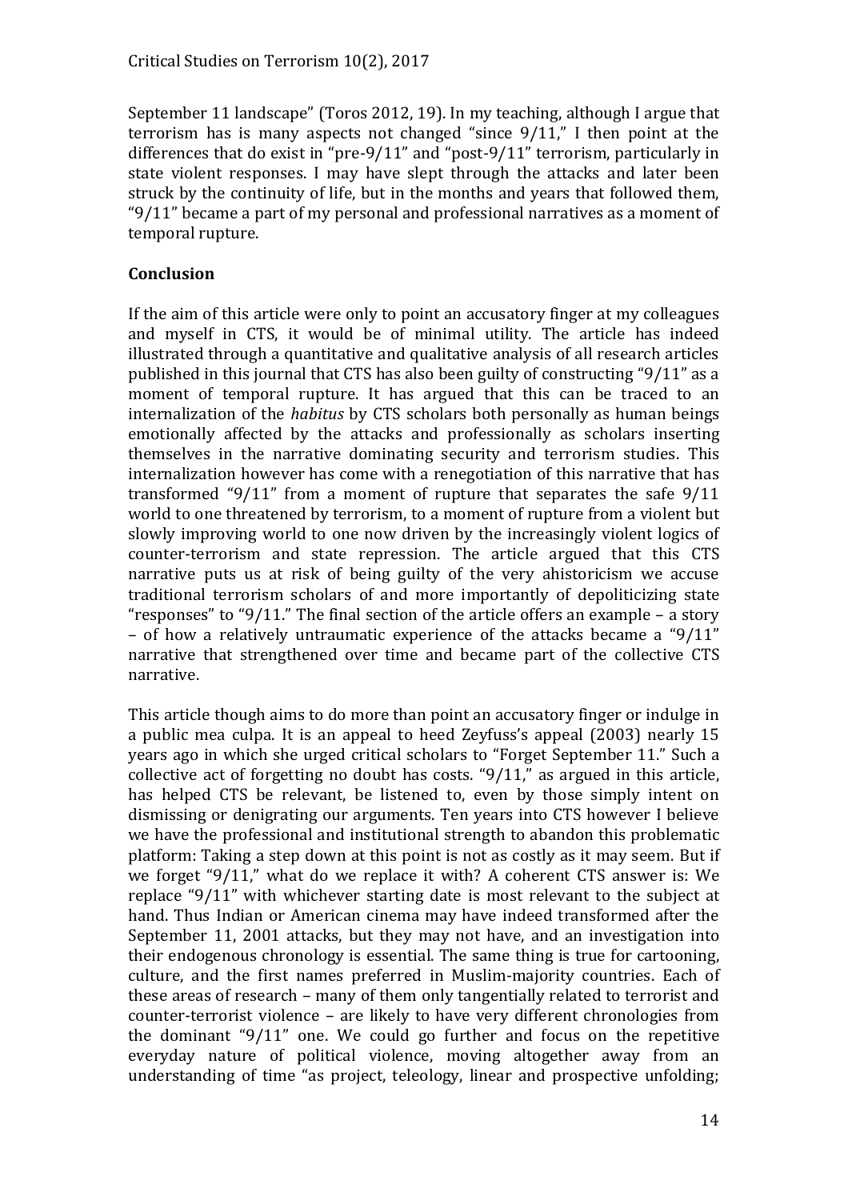September 11 landscape" (Toros 2012, 19). In my teaching, although I argue that terrorism has is many aspects not changed "since 9/11," I then point at the differences that do exist in "pre-9/11" and "post-9/11" terrorism, particularly in state violent responses. I may have slept through the attacks and later been struck by the continuity of life, but in the months and years that followed them, "9/11" became a part of my personal and professional narratives as a moment of temporal rupture.

## Conclusion

If the aim of this article were only to point an accusatory finger at my colleagues and myself in CTS, it would be of minimal utility. The article has indeed illustrated through a quantitative and qualitative analysis of all research articles published in this journal that CTS has also been guilty of constructing "9/11" as a moment of temporal rupture. It has argued that this can be traced to an internalization of the *habitus* by CTS scholars both personally as human beings emotionally affected by the attacks and professionally as scholars inserting themselves in the narrative dominating security and terrorism studies. This internalization however has come with a renegotiation of this narrative that has transformed "9/11" from a moment of rupture that separates the safe 9/11 world to one threatened by terrorism, to a moment of rupture from a violent but slowly improving world to one now driven by the increasingly violent logics of counter-terrorism and state repression. The article argued that this CTS narrative puts us at risk of being guilty of the very ahistoricism we accuse traditional terrorism scholars of and more importantly of depoliticizing state "responses" to "9/11." The final section of the article offers an example – a story – of how a relatively untraumatic experience of the attacks became a "9/11" narrative that strengthened over time and became part of the collective CTS narrative.

This article though aims to do more than point an accusatory finger or indulge in a public mea culpa. It is an appeal to heed Zeyfuss's appeal (2003) nearly 15 years ago in which she urged critical scholars to "Forget September 11." Such a collective act of forgetting no doubt has costs. "9/11," as argued in this article, has helped CTS be relevant, be listened to, even by those simply intent on dismissing or denigrating our arguments. Ten years into CTS however I believe we have the professional and institutional strength to abandon this problematic platform: Taking a step down at this point is not as costly as it may seem. But if we forget "9/11," what do we replace it with? A coherent CTS answer is: We replace "9/11" with whichever starting date is most relevant to the subject at hand. Thus Indian or American cinema may have indeed transformed after the September 11, 2001 attacks, but they may not have, and an investigation into their endogenous chronology is essential. The same thing is true for cartooning, culture, and the first names preferred in Muslim-majority countries. Each of these areas of research – many of them only tangentially related to terrorist and counter-terrorist violence – are likely to have very different chronologies from the dominant "9/11" one. We could go further and focus on the repetitive everyday nature of political violence, moving altogether away from an understanding of time "as project, teleology, linear and prospective unfolding;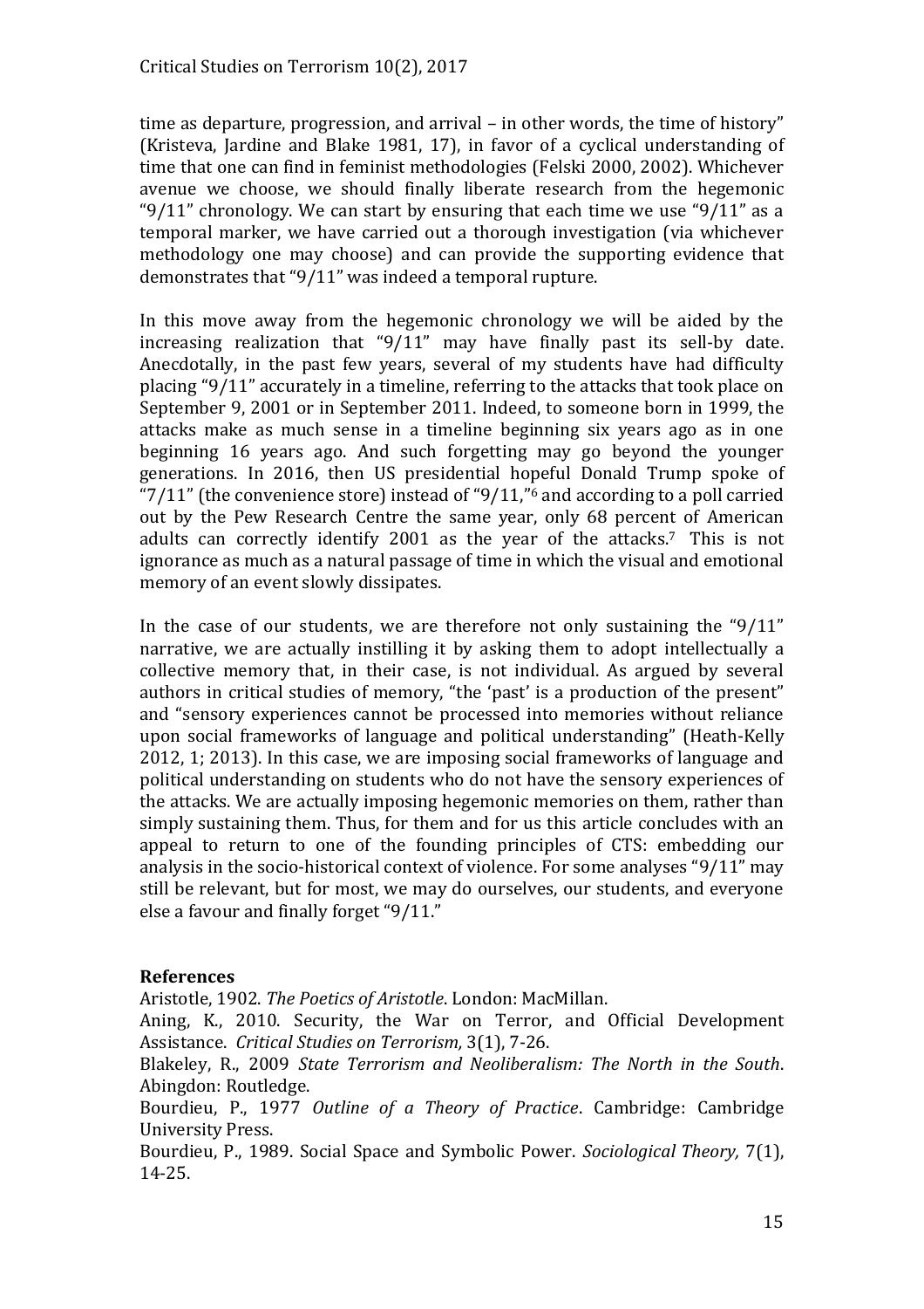time as departure, progression, and arrival – in other words, the time of history" (Kristeva, Jardine and Blake 1981, 17), in favor of a cyclical understanding of time that one can find in feminist methodologies (Felski 2000, 2002). Whichever avenue we choose, we should finally liberate research from the hegemonic "9/11" chronology. We can start by ensuring that each time we use "9/11" as a temporal marker, we have carried out a thorough investigation (via whichever methodology one may choose) and can provide the supporting evidence that demonstrates that "9/11" was indeed a temporal rupture.

In this move away from the hegemonic chronology we will be aided by the increasing realization that "9/11" may have finally past its sell-by date. Anecdotally, in the past few years, several of my students have had difficulty placing "9/11" accurately in a timeline, referring to the attacks that took place on September 9, 2001 or in September 2011. Indeed, to someone born in 1999, the attacks make as much sense in a timeline beginning six years ago as in one beginning 16 years ago. And such forgetting may go beyond the younger generations. In 2016, then US presidential hopeful Donald Trump spoke of "7/11" (the convenience store) instead of "9/11,"[6] and according to a poll carried out by the Pew Research Centre the same year, only 68 percent of American adults can correctly identify 2001 as the year of the attacks.[7] This is not ignorance as much as a natural passage of time in which the visual and emotional memory of an event slowly dissipates.

In the case of our students, we are therefore not only sustaining the "9/11" narrative, we are actually instilling it by asking them to adopt intellectually a collective memory that, in their case, is not individual. As argued by several authors in critical studies of memory, "the 'past' is a production of the present" and "sensory experiences cannot be processed into memories without reliance upon social frameworks of language and political understanding" (Heath-Kelly 2012, 1; 2013). In this case, we are imposing social frameworks of language and political understanding on students who do not have the sensory experiences of the attacks. We are actually imposing hegemonic memories on them, rather than simply sustaining them. Thus, for them and for us this article concludes with an appeal to return to one of the founding principles of CTS: embedding our analysis in the socio-historical context of violence. For some analyses "9/11" may still be relevant, but for most, we may do ourselves, our students, and everyone else a favour and finally forget "9/11."

## References

Aristotle, 1902. *The Poetics of Aristotle*. London: MacMillan.

Aning, K., 2010. Security, the War on Terror, and Official Development Assistance. *Critical Studies on Terrorism,* 3(1), 7-26.

Blakeley, R., 2009 *State Terrorism and Neoliberalism: The North in the South*. Abingdon: Routledge.

Bourdieu, P., 1977 *Outline of a Theory of Practice*. Cambridge: Cambridge University Press.

Bourdieu, P., 1989. Social Space and Symbolic Power. *Sociological Theory,* 7(1), 14-25.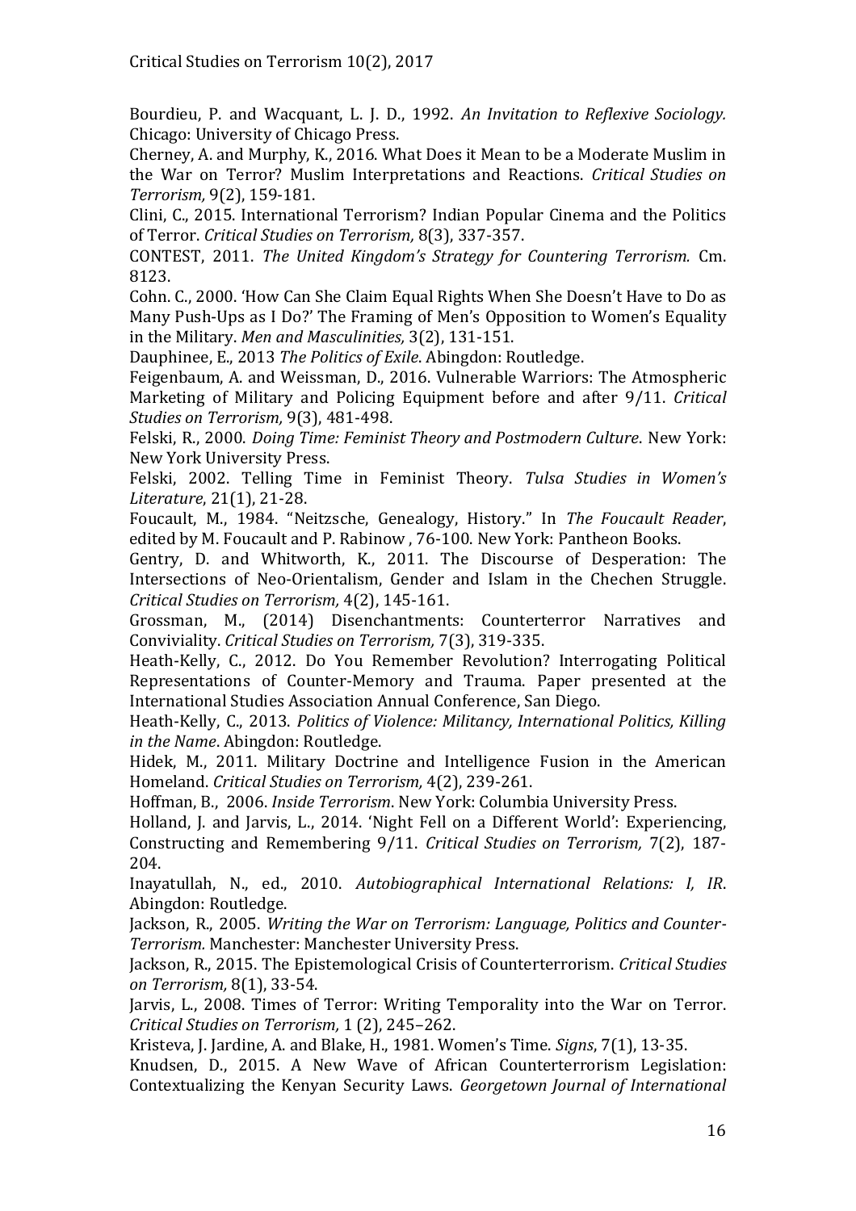Bourdieu, P. and Wacquant, L. J. D., 1992. *An Invitation to Reflexive Sociology.* Chicago: University of Chicago Press.

Cherney, A. and Murphy, K., 2016. What Does it Mean to be a Moderate Muslim in the War on Terror? Muslim Interpretations and Reactions. *Critical Studies on Terrorism,* 9(2), 159-181.

Clini, C., 2015. International Terrorism? Indian Popular Cinema and the Politics of Terror. *Critical Studies on Terrorism,* 8(3), 337-357.

CONTEST, 2011. *The United Kingdom's Strategy for Countering Terrorism.* Cm. 8123.

Cohn. C., 2000. 'How Can She Claim Equal Rights When She Doesn't Have to Do as Many Push-Ups as I Do?' The Framing of Men's Opposition to Women's Equality in the Military. *Men and Masculinities,* 3(2), 131-151.

Dauphinee, E., 2013 *The Politics of Exile*. Abingdon: Routledge.

Feigenbaum, A. and Weissman, D., 2016. Vulnerable Warriors: The Atmospheric Marketing of Military and Policing Equipment before and after 9/11. *Critical Studies on Terrorism,* 9(3), 481-498.

Felski, R., 2000. *Doing Time: Feminist Theory and Postmodern Culture*. New York: New York University Press.

Felski, 2002. Telling Time in Feminist Theory. *Tulsa Studies in Women's Literature*, 21(1), 21-28.

Foucault, M., 1984. "Neitzsche, Genealogy, History." In *The Foucault Reader*, edited by M. Foucault and P. Rabinow , 76-100. New York: Pantheon Books.

Gentry, D. and Whitworth, K., 2011. The Discourse of Desperation: The Intersections of Neo-Orientalism, Gender and Islam in the Chechen Struggle. *Critical Studies on Terrorism,* 4(2), 145-161.

Grossman, M., (2014) Disenchantments: Counterterror Narratives and Conviviality. *Critical Studies on Terrorism,* 7(3), 319-335.

Heath-Kelly, C., 2012. Do You Remember Revolution? Interrogating Political Representations of Counter-Memory and Trauma. Paper presented at the International Studies Association Annual Conference, San Diego.

Heath-Kelly, C., 2013. *Politics of Violence: Militancy, International Politics, Killing in the Name*. Abingdon: Routledge.

Hidek, M., 2011. Military Doctrine and Intelligence Fusion in the American Homeland. *Critical Studies on Terrorism,* 4(2), 239-261.

Hoffman, B., 2006. *Inside Terrorism*. New York: Columbia University Press.

Holland, J. and Jarvis, L., 2014. 'Night Fell on a Different World': Experiencing, Constructing and Remembering 9/11. *Critical Studies on Terrorism,* 7(2), 187-204.

Inayatullah, N., ed., 2010. *Autobiographical International Relations: I, IR*. Abingdon: Routledge.

Jackson, R., 2005. *Writing the War on Terrorism: Language, Politics and Counter-Terrorism.* Manchester: Manchester University Press.

Jackson, R., 2015. The Epistemological Crisis of Counterterrorism. *Critical Studies on Terrorism,* 8(1), 33-54.

Jarvis, L., 2008. Times of Terror: Writing Temporality into the War on Terror. *Critical Studies on Terrorism,* 1 (2), 245–262.

Kristeva, J. Jardine, A. and Blake, H., 1981. Women's Time. *Signs*, 7(1), 13-35.

Knudsen, D., 2015. A New Wave of African Counterterrorism Legislation: Contextualizing the Kenyan Security Laws. *Georgetown Journal of International*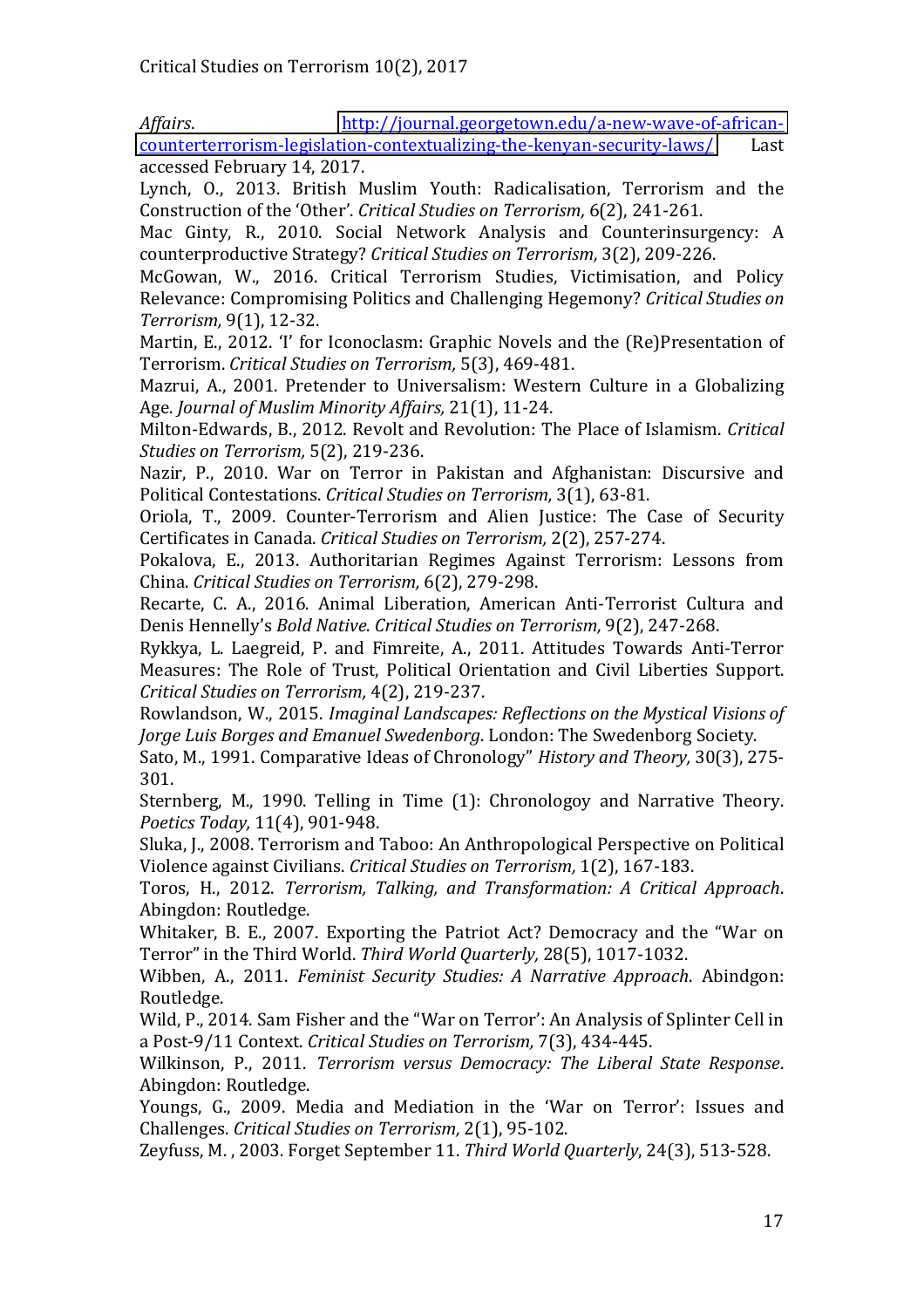*Affairs*. http://journal.georgetown.edu/a-new-wave-of-african-counterterrorism-legislation-contextualizing-the-kenyan-security-laws/ Last accessed February 14, 2017.

Lynch, O., 2013. British Muslim Youth: Radicalisation, Terrorism and the Construction of the 'Other'. *Critical Studies on Terrorism,* 6(2), 241-261.

Mac Ginty, R., 2010. Social Network Analysis and Counterinsurgency: A counterproductive Strategy? *Critical Studies on Terrorism,* 3(2), 209-226.

McGowan, W., 2016. Critical Terrorism Studies, Victimisation, and Policy Relevance: Compromising Politics and Challenging Hegemony? *Critical Studies on Terrorism,* 9(1), 12-32.

Martin, E., 2012. 'I' for Iconoclasm: Graphic Novels and the (Re)Presentation of Terrorism. *Critical Studies on Terrorism,* 5(3), 469-481.

Mazrui, A., 2001. Pretender to Universalism: Western Culture in a Globalizing Age. *Journal of Muslim Minority Affairs,* 21(1), 11-24.

Milton-Edwards, B., 2012. Revolt and Revolution: The Place of Islamism. *Critical Studies on Terrorism,* 5(2), 219-236.

Nazir, P., 2010. War on Terror in Pakistan and Afghanistan: Discursive and Political Contestations. *Critical Studies on Terrorism,* 3(1), 63-81.

Oriola, T., 2009. Counter-Terrorism and Alien Justice: The Case of Security Certificates in Canada. *Critical Studies on Terrorism,* 2(2), 257-274.

Pokalova, E., 2013. Authoritarian Regimes Against Terrorism: Lessons from China. *Critical Studies on Terrorism,* 6(2), 279-298.

Recarte, C. A., 2016. Animal Liberation, American Anti-Terrorist Cultura and Denis Hennelly's *Bold Native*. *Critical Studies on Terrorism,* 9(2), 247-268.

Rykkya, L. Laegreid, P. and Fimreite, A., 2011. Attitudes Towards Anti-Terror Measures: The Role of Trust, Political Orientation and Civil Liberties Support. *Critical Studies on Terrorism,* 4(2), 219-237.

Rowlandson, W., 2015. *Imaginal Landscapes: Reflections on the Mystical Visions of Jorge Luis Borges and Emanuel Swedenborg*. London: The Swedenborg Society.

Sato, M., 1991. Comparative Ideas of Chronology" *History and Theory,* 30(3), 275-301.

Sternberg, M., 1990. Telling in Time (1): Chronologoy and Narrative Theory. *Poetics Today,* 11(4), 901-948.

Sluka, J., 2008. Terrorism and Taboo: An Anthropological Perspective on Political Violence against Civilians. *Critical Studies on Terrorism,* 1(2), 167-183.

Toros, H., 2012. *Terrorism, Talking, and Transformation: A Critical Approach*. Abingdon: Routledge.

Whitaker, B. E., 2007. Exporting the Patriot Act? Democracy and the "War on Terror" in the Third World. *Third World Quarterly,* 28(5), 1017-1032.

Wibben, A., 2011. *Feminist Security Studies: A Narrative Approach*. Abindgon: Routledge.

Wild, P., 2014. Sam Fisher and the "War on Terror': An Analysis of Splinter Cell in a Post-9/11 Context. *Critical Studies on Terrorism,* 7(3), 434-445.

Wilkinson, P., 2011. *Terrorism versus Democracy: The Liberal State Response*. Abingdon: Routledge.

Youngs, G., 2009. Media and Mediation in the 'War on Terror': Issues and Challenges. *Critical Studies on Terrorism,* 2(1), 95-102.

Zeyfuss, M. , 2003. Forget September 11. *Third World Quarterly*, 24(3), 513-528.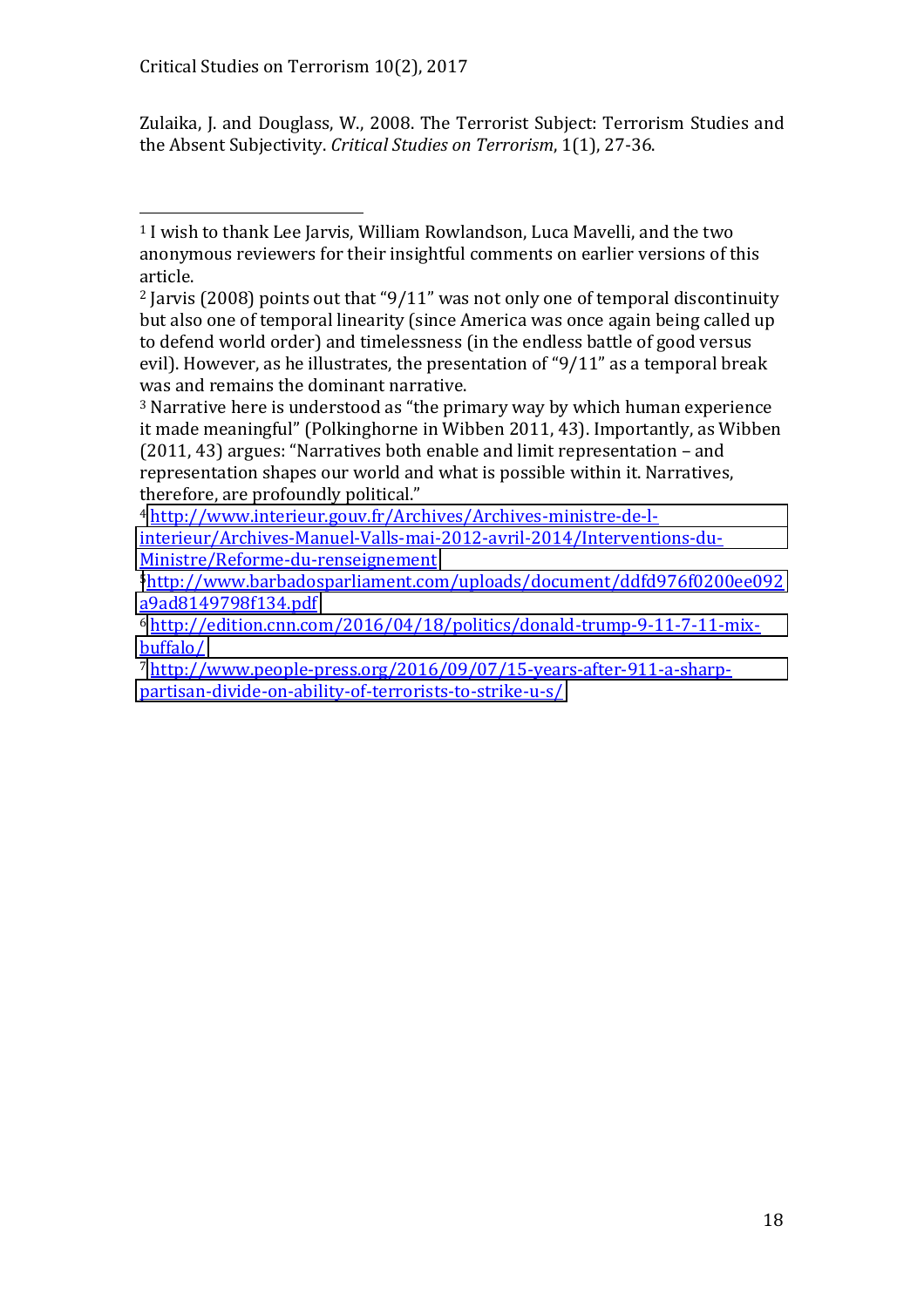Critical Studies on Terrorism 10(2), 2017

Zulaika, J. and Douglass, W., 2008. The Terrorist Subject: Terrorism Studies and the Absent Subjectivity. *Critical Studies on Terrorism*, 1(1), 27-36.

---

[1] I wish to thank Lee Jarvis, William Rowlandson, Luca Mavelli, and the two anonymous reviewers for their insightful comments on earlier versions of this article.

[2] Jarvis (2008) points out that "9/11" was not only one of temporal discontinuity but also one of temporal linearity (since America was once again being called up to defend world order) and timelessness (in the endless battle of good versus evil). However, as he illustrates, the presentation of "9/11" as a temporal break was and remains the dominant narrative.

[3] Narrative here is understood as "the primary way by which human experience it made meaningful" (Polkinghorne in Wibben 2011, 43). Importantly, as Wibben (2011, 43) argues: "Narratives both enable and limit representation – and representation shapes our world and what is possible within it. Narratives, therefore, are profoundly political."

[4] http://www.interieur.gouv.fr/Archives/Archives-ministre-de-l-interieur/Archives-Manuel-Valls-mai-2012-avril-2014/Interventions-du-Ministre/Reforme-du-renseignement

[5] http://www.barbadosparliament.com/uploads/document/ddfd976f0200ee092a9ad8149798f134.pdf

[6] http://edition.cnn.com/2016/04/18/politics/donald-trump-9-11-7-11-mix-buffalo/

[7] http://www.people-press.org/2016/09/07/15-years-after-911-a-sharp-partisan-divide-on-ability-of-terrorists-to-strike-u-s/